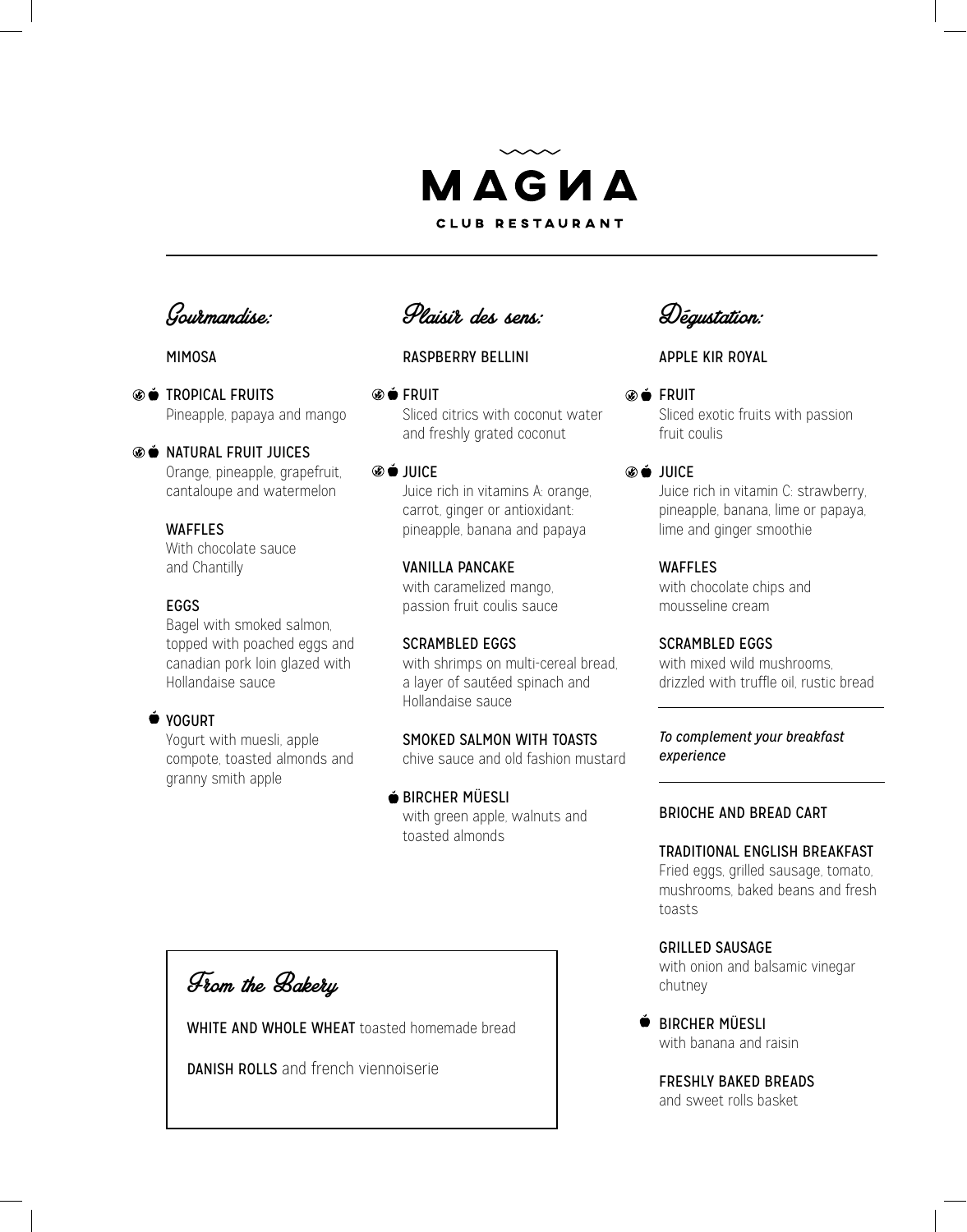# MAGNA

CLUB RESTAURANT

---

## Gourmandise:

**MIMOSA**

**TROPICAL FRUITS**
Pineapple, papaya and mango

**NATURAL FRUIT JUICES**
Orange, pineapple, grapefruit, cantaloupe and watermelon

**WAFFLES**
With chocolate sauce and Chantilly

**EGGS**
Bagel with smoked salmon, topped with poached eggs and canadian pork loin glazed with Hollandaise sauce

**YOGURT**
Yogurt with muesli, apple compote, toasted almonds and granny smith apple

## Plaisir des sens:

**RASPBERRY BELLINI**

**FRUIT**
Sliced citrics with coconut water and freshly grated coconut

**JUICE**
Juice rich in vitamins A: orange, carrot, ginger or antioxidant: pineapple, banana and papaya

**VANILLA PANCAKE**
with caramelized mango, passion fruit coulis sauce

**SCRAMBLED EGGS**
with shrimps on multi-cereal bread, a layer of sautéed spinach and Hollandaise sauce

**SMOKED SALMON WITH TOASTS**
chive sauce and old fashion mustard

**BIRCHER MÜESLI**
with green apple, walnuts and toasted almonds

## Dégustation:

**APPLE KIR ROYAL**

**FRUIT**
Sliced exotic fruits with passion fruit coulis

**JUICE**
Juice rich in vitamin C: strawberry, pineapple, banana, lime or papaya, lime and ginger smoothie

**WAFFLES**
with chocolate chips and mousseline cream

**SCRAMBLED EGGS**
with mixed wild mushrooms, drizzled with truffle oil, rustic bread

---

*To complement your breakfast experience*

---

**BRIOCHE AND BREAD CART**

**TRADITIONAL ENGLISH BREAKFAST**
Fried eggs, grilled sausage, tomato, mushrooms, baked beans and fresh toasts

**GRILLED SAUSAGE**
with onion and balsamic vinegar chutney

**BIRCHER MÜESLI**
with banana and raisin

**FRESHLY BAKED BREADS**
and sweet rolls basket

## From the Bakery

**WHITE AND WHOLE WHEAT** toasted homemade bread

**DANISH ROLLS** and french viennoiserie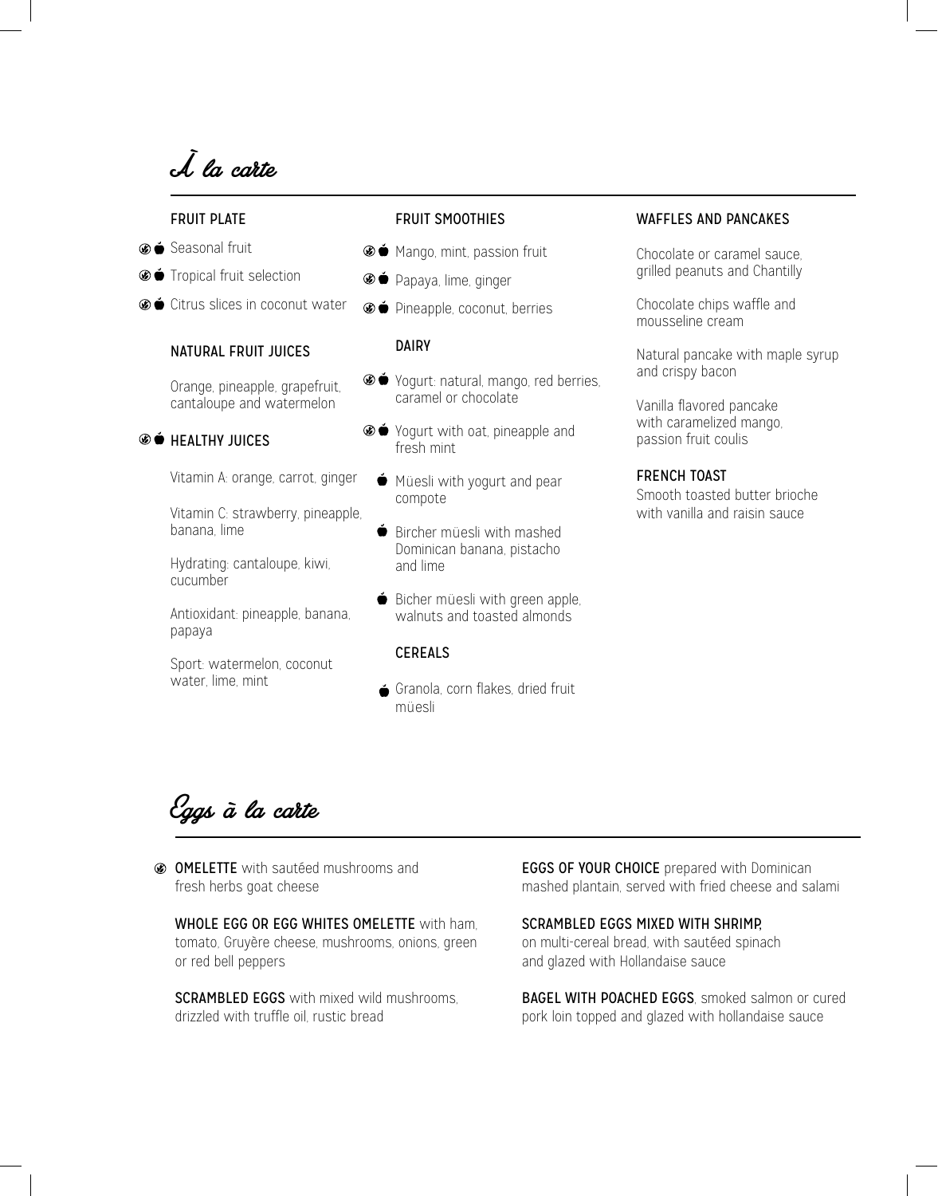# À la carte

### FRUIT PLATE

- Seasonal fruit
- Tropical fruit selection
- Citrus slices in coconut water

### NATURAL FRUIT JUICES

Orange, pineapple, grapefruit, cantaloupe and watermelon

### HEALTHY JUICES

Vitamin A: orange, carrot, ginger

Vitamin C: strawberry, pineapple, banana, lime

Hydrating: cantaloupe, kiwi, cucumber

Antioxidant: pineapple, banana, papaya

Sport: watermelon, coconut water, lime, mint

### FRUIT SMOOTHIES

- Mango, mint, passion fruit
- Papaya, lime, ginger
- Pineapple, coconut, berries

### DAIRY

- Yogurt: natural, mango, red berries, caramel or chocolate
- Yogurt with oat, pineapple and fresh mint
- Müesli with yogurt and pear compote
- Bircher müesli with mashed Dominican banana, pistacho and lime
- Bicher müesli with green apple, walnuts and toasted almonds

### CEREALS

- Granola, corn flakes, dried fruit müesli

### WAFFLES AND PANCAKES

Chocolate or caramel sauce, grilled peanuts and Chantilly

Chocolate chips waffle and mousseline cream

Natural pancake with maple syrup and crispy bacon

Vanilla flavored pancake with caramelized mango, passion fruit coulis

### FRENCH TOAST

Smooth toasted butter brioche with vanilla and raisin sauce

# Eggs à la carte

**OMELETTE** with sautéed mushrooms and fresh herbs goat cheese

**WHOLE EGG OR EGG WHITES OMELETTE** with ham, tomato, Gruyère cheese, mushrooms, onions, green or red bell peppers

**SCRAMBLED EGGS** with mixed wild mushrooms, drizzled with truffle oil, rustic bread

**EGGS OF YOUR CHOICE** prepared with Dominican mashed plantain, served with fried cheese and salami

**SCRAMBLED EGGS MIXED WITH SHRIMP,** on multi-cereal bread, with sautéed spinach and glazed with Hollandaise sauce

**BAGEL WITH POACHED EGGS**, smoked salmon or cured pork loin topped and glazed with hollandaise sauce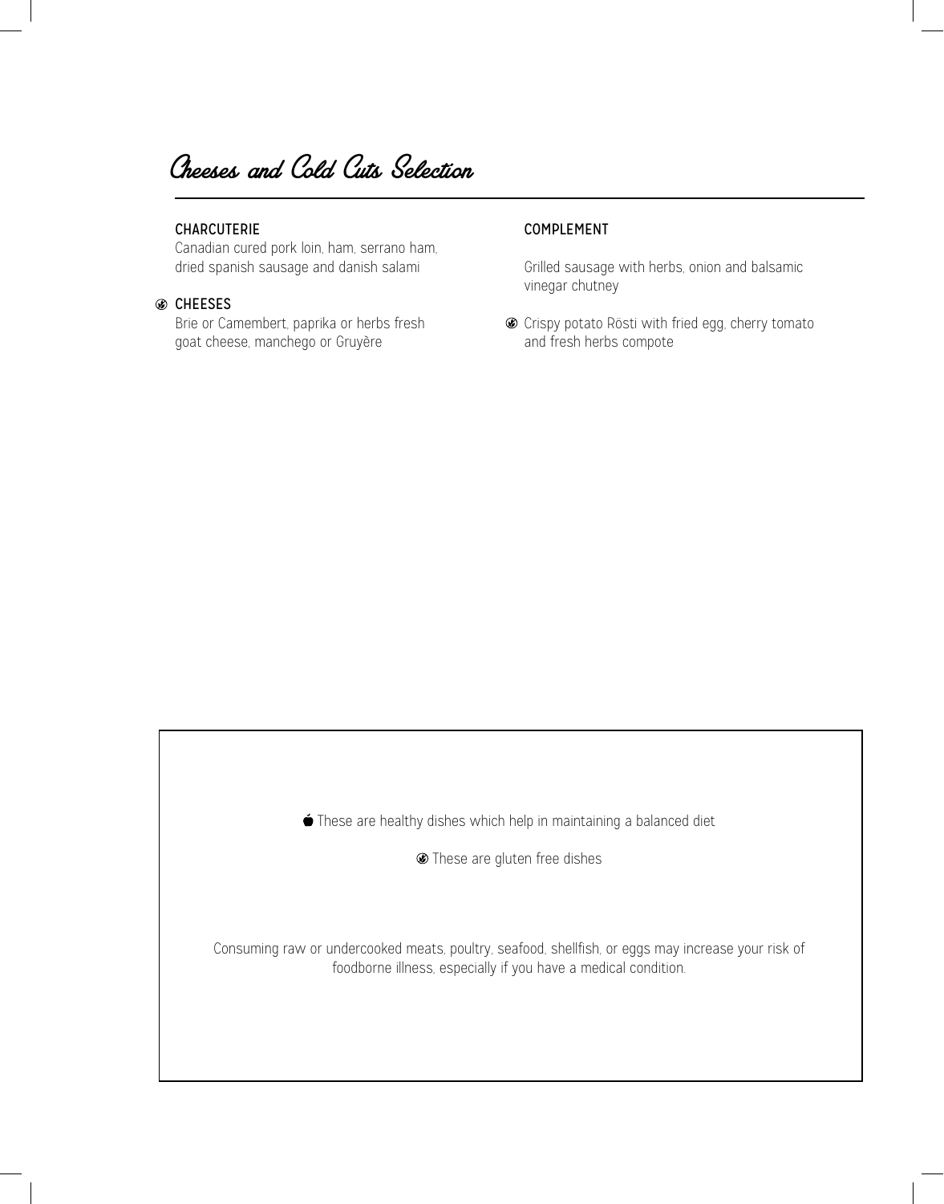# Cheeses and Cold Cuts Selection

**CHARCUTERIE**
Canadian cured pork loin, ham, serrano ham, dried spanish sausage and danish salami

🄶 **CHEESES**
Brie or Camembert, paprika or herbs fresh goat cheese, manchego or Gruyère

**COMPLEMENT**

Grilled sausage with herbs, onion and balsamic vinegar chutney

🄶 Crispy potato Rösti with fried egg, cherry tomato and fresh herbs compote

---

🍎 These are healthy dishes which help in maintaining a balanced diet

🄶 These are gluten free dishes

Consuming raw or undercooked meats, poultry, seafood, shellfish, or eggs may increase your risk of foodborne illness, especially if you have a medical condition.